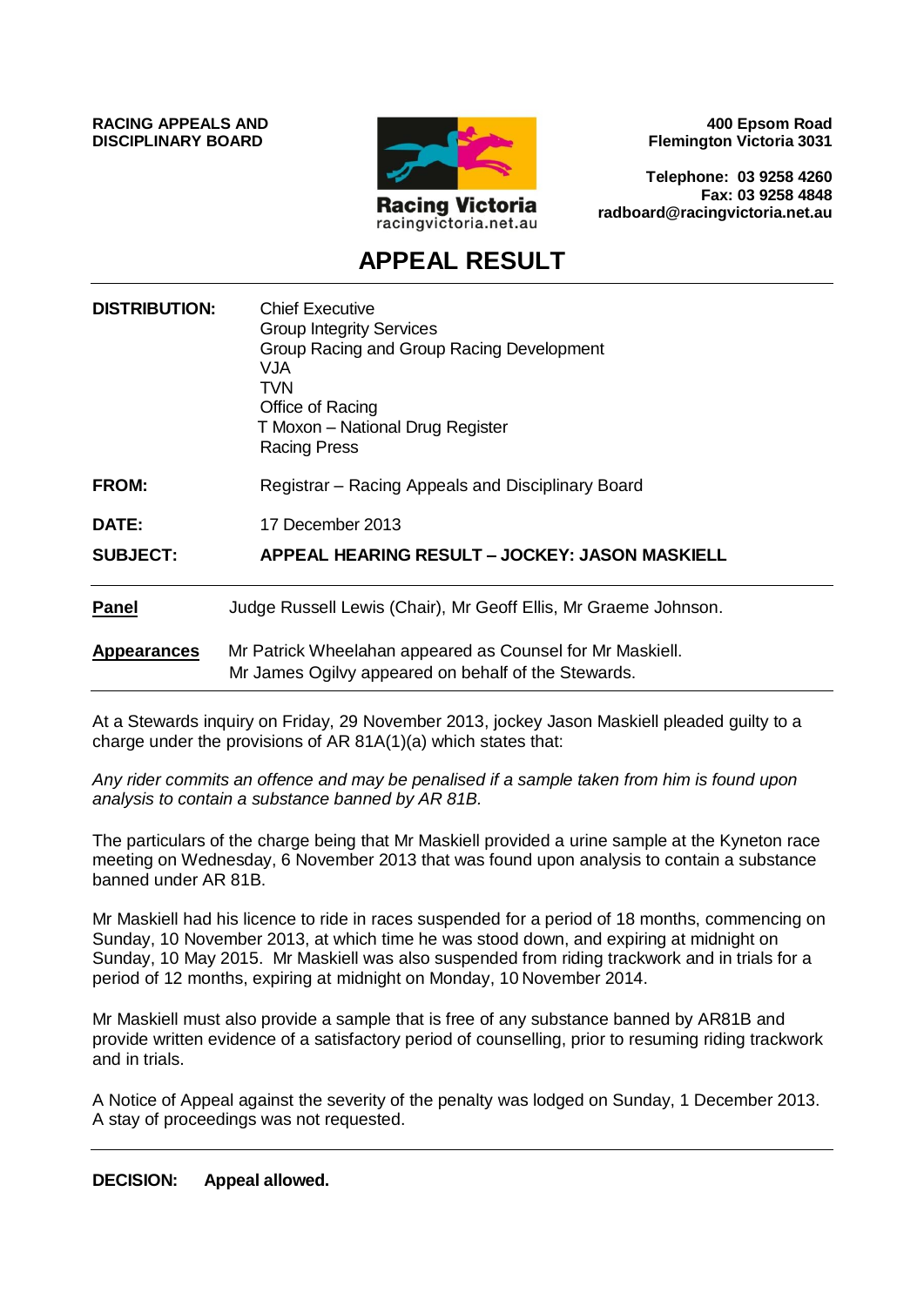**RACING APPEALS AND DISCIPLINARY BOARD**

Racing Victoria
racingvictoria.net.au

**400 Epsom Road**
**Flemington Victoria 3031**

**Telephone: 03 9258 4260**
**Fax: 03 9258 4848**
**radboard@racingvictoria.net.au**

# APPEAL RESULT

**DISTRIBUTION:** Chief Executive
Group Integrity Services
Group Racing and Group Racing Development
VJA
TVN
Office of Racing
T Moxon – National Drug Register
Racing Press

**FROM:** Registrar – Racing Appeals and Disciplinary Board

**DATE:** 17 December 2013

**SUBJECT:** **APPEAL HEARING RESULT – JOCKEY: JASON MASKIELL**

**Panel** Judge Russell Lewis (Chair), Mr Geoff Ellis, Mr Graeme Johnson.

**Appearances** Mr Patrick Wheelahan appeared as Counsel for Mr Maskiell.
Mr James Ogilvy appeared on behalf of the Stewards.

At a Stewards inquiry on Friday, 29 November 2013, jockey Jason Maskiell pleaded guilty to a charge under the provisions of AR 81A(1)(a) which states that:

*Any rider commits an offence and may be penalised if a sample taken from him is found upon analysis to contain a substance banned by AR 81B.*

The particulars of the charge being that Mr Maskiell provided a urine sample at the Kyneton race meeting on Wednesday, 6 November 2013 that was found upon analysis to contain a substance banned under AR 81B.

Mr Maskiell had his licence to ride in races suspended for a period of 18 months, commencing on Sunday, 10 November 2013, at which time he was stood down, and expiring at midnight on Sunday, 10 May 2015. Mr Maskiell was also suspended from riding trackwork and in trials for a period of 12 months, expiring at midnight on Monday, 10 November 2014.

Mr Maskiell must also provide a sample that is free of any substance banned by AR81B and provide written evidence of a satisfactory period of counselling, prior to resuming riding trackwork and in trials.

A Notice of Appeal against the severity of the penalty was lodged on Sunday, 1 December 2013. A stay of proceedings was not requested.

**DECISION:** **Appeal allowed.**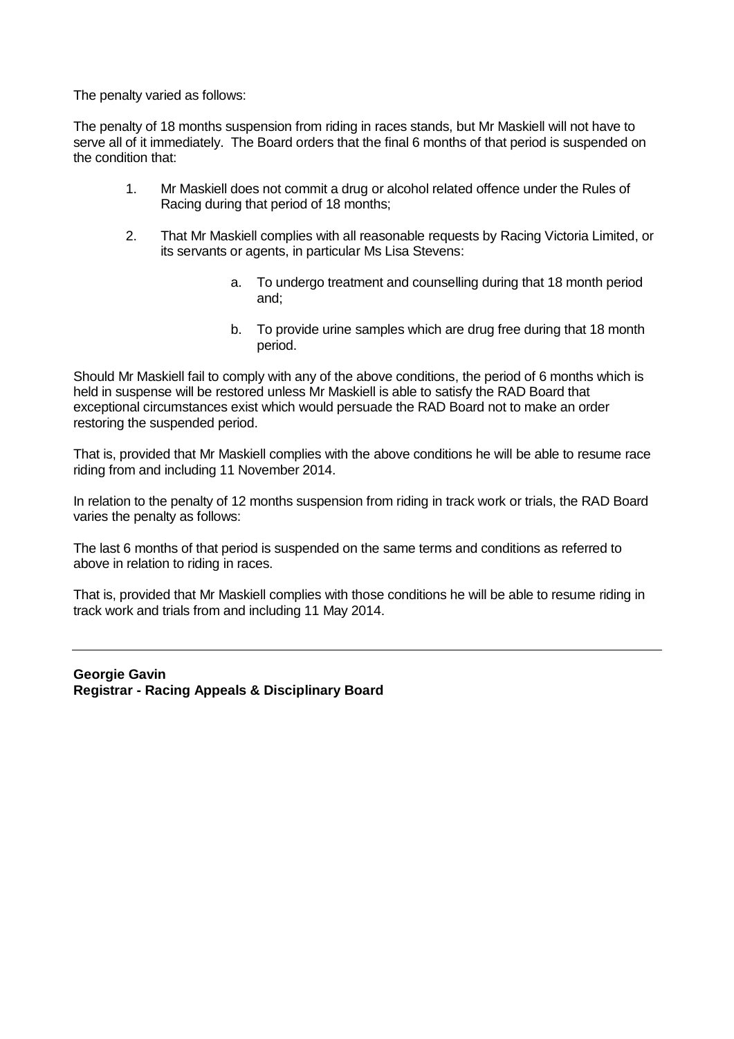The penalty varied as follows:

The penalty of 18 months suspension from riding in races stands, but Mr Maskiell will not have to serve all of it immediately. The Board orders that the final 6 months of that period is suspended on the condition that:

1. Mr Maskiell does not commit a drug or alcohol related offence under the Rules of Racing during that period of 18 months;

2. That Mr Maskiell complies with all reasonable requests by Racing Victoria Limited, or its servants or agents, in particular Ms Lisa Stevens:

   a. To undergo treatment and counselling during that 18 month period and;

   b. To provide urine samples which are drug free during that 18 month period.

Should Mr Maskiell fail to comply with any of the above conditions, the period of 6 months which is held in suspense will be restored unless Mr Maskiell is able to satisfy the RAD Board that exceptional circumstances exist which would persuade the RAD Board not to make an order restoring the suspended period.

That is, provided that Mr Maskiell complies with the above conditions he will be able to resume race riding from and including 11 November 2014.

In relation to the penalty of 12 months suspension from riding in track work or trials, the RAD Board varies the penalty as follows:

The last 6 months of that period is suspended on the same terms and conditions as referred to above in relation to riding in races.

That is, provided that Mr Maskiell complies with those conditions he will be able to resume riding in track work and trials from and including 11 May 2014.

---

**Georgie Gavin**
**Registrar - Racing Appeals & Disciplinary Board**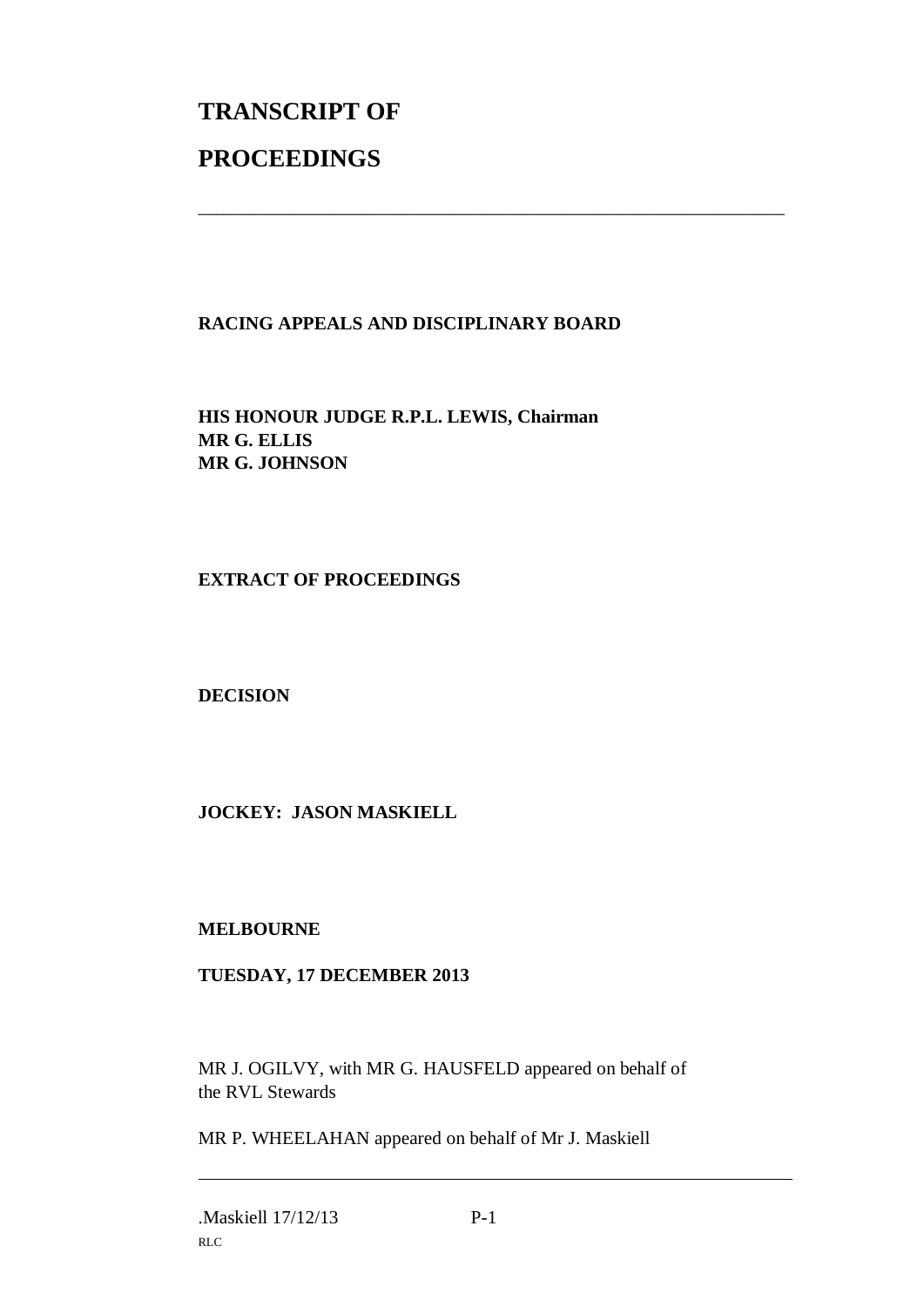# TRANSCRIPT OF

# PROCEEDINGS

---

**RACING APPEALS AND DISCIPLINARY BOARD**

**HIS HONOUR JUDGE R.P.L. LEWIS, Chairman**
**MR G. ELLIS**
**MR G. JOHNSON**

**EXTRACT OF PROCEEDINGS**

**DECISION**

**JOCKEY: JASON MASKIELL**

**MELBOURNE**

**TUESDAY, 17 DECEMBER 2013**

MR J. OGILVY, with MR G. HAUSFELD appeared on behalf of the RVL Stewards

MR P. WHEELAHAN appeared on behalf of Mr J. Maskiell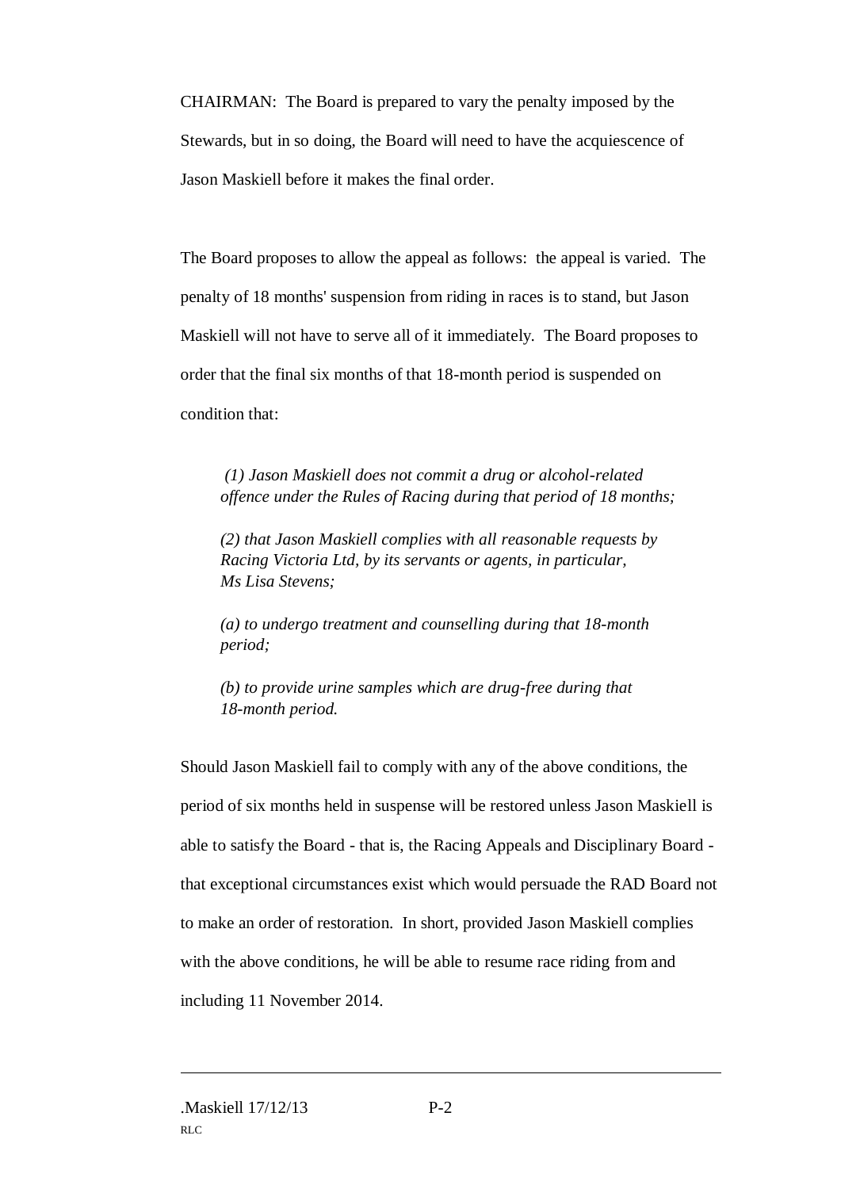CHAIRMAN: The Board is prepared to vary the penalty imposed by the Stewards, but in so doing, the Board will need to have the acquiescence of Jason Maskiell before it makes the final order.

The Board proposes to allow the appeal as follows: the appeal is varied. The penalty of 18 months' suspension from riding in races is to stand, but Jason Maskiell will not have to serve all of it immediately. The Board proposes to order that the final six months of that 18-month period is suspended on condition that:

> *(1) Jason Maskiell does not commit a drug or alcohol-related offence under the Rules of Racing during that period of 18 months;*
>
> *(2) that Jason Maskiell complies with all reasonable requests by Racing Victoria Ltd, by its servants or agents, in particular, Ms Lisa Stevens;*
>
> *(a) to undergo treatment and counselling during that 18-month period;*
>
> *(b) to provide urine samples which are drug-free during that 18-month period.*

Should Jason Maskiell fail to comply with any of the above conditions, the period of six months held in suspense will be restored unless Jason Maskiell is able to satisfy the Board - that is, the Racing Appeals and Disciplinary Board - that exceptional circumstances exist which would persuade the RAD Board not to make an order of restoration. In short, provided Jason Maskiell complies with the above conditions, he will be able to resume race riding from and including 11 November 2014.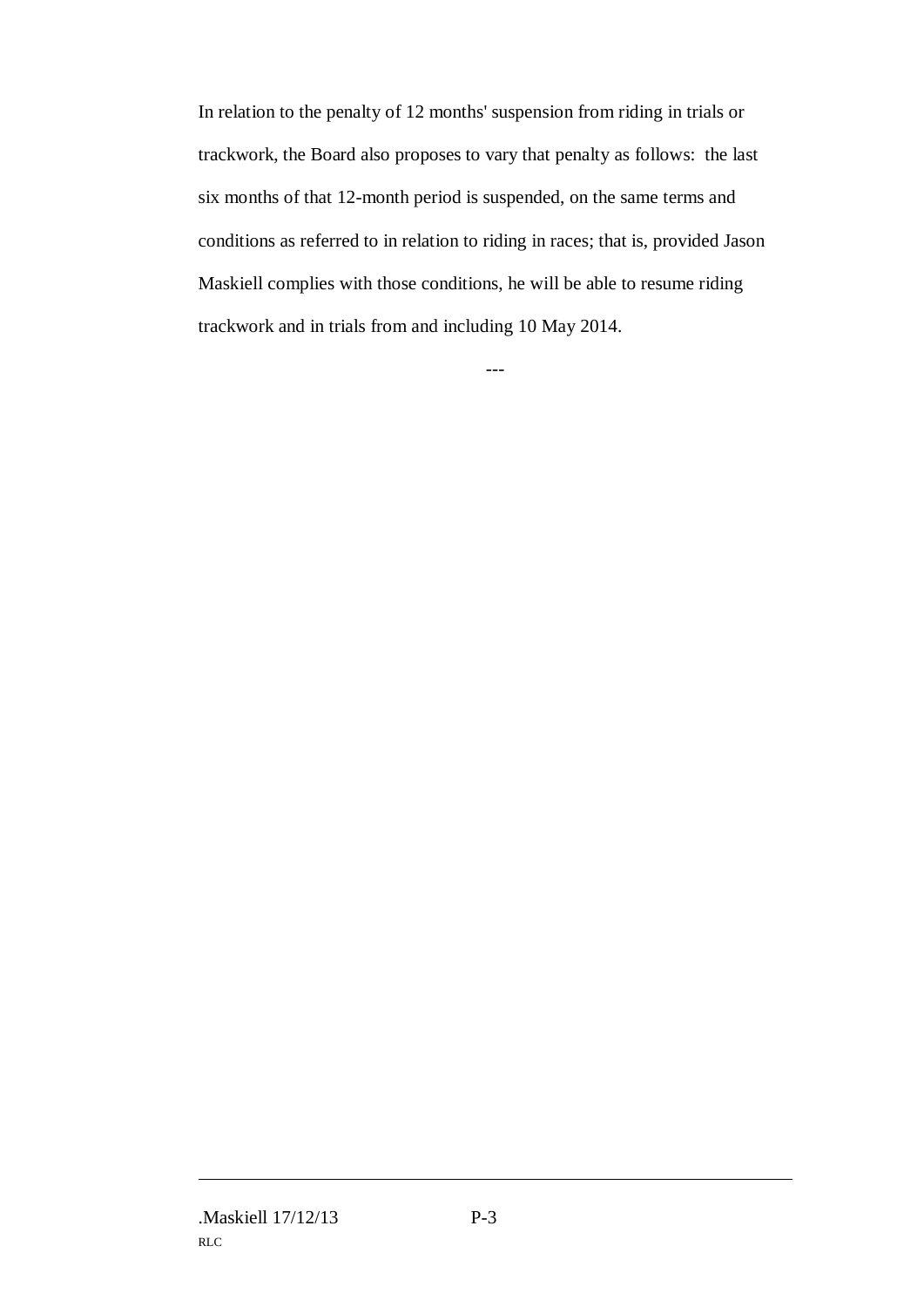In relation to the penalty of 12 months' suspension from riding in trials or trackwork, the Board also proposes to vary that penalty as follows:  the last six months of that 12-month period is suspended, on the same terms and conditions as referred to in relation to riding in races; that is, provided Jason Maskiell complies with those conditions, he will be able to resume riding trackwork and in trials from and including 10 May 2014.

---